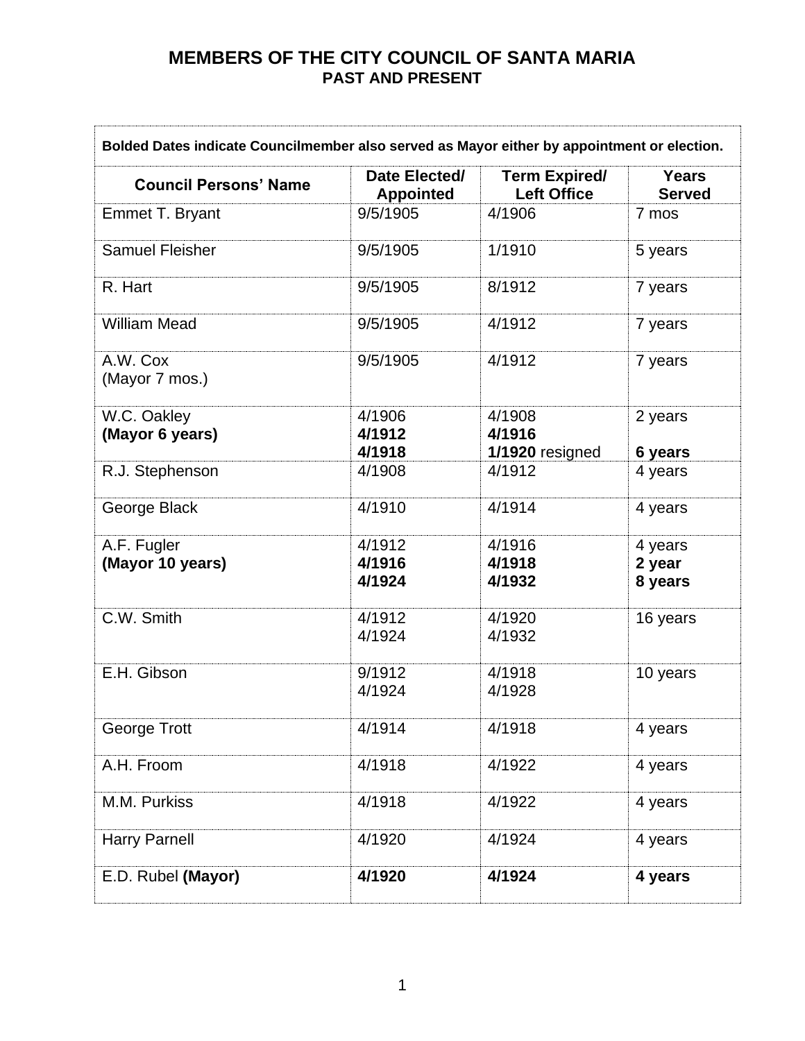# MEMBERS OF THE CITY COUNCIL OF SANTA MARIA

## PAST AND PRESENT

**Bolded Dates indicate Councilmember also served as Mayor either by appointment or election.**

| Council Persons' Name | Date Elected/ Appointed | Term Expired/ Left Office | Years Served |
|---|---|---|---|
| Emmet T. Bryant | 9/5/1905 | 4/1906 | 7 mos |
| Samuel Fleisher | 9/5/1905 | 1/1910 | 5 years |
| R. Hart | 9/5/1905 | 8/1912 | 7 years |
| William Mead | 9/5/1905 | 4/1912 | 7 years |
| A.W. Cox (Mayor 7 mos.) | 9/5/1905 | 4/1912 | 7 years |
| W.C. Oakley **(Mayor 6 years)** | 4/1906 **4/1912** **4/1918** | 4/1908 **4/1916** **1/1920** resigned | 2 years **6 years** |
| R.J. Stephenson | 4/1908 | 4/1912 | 4 years |
| George Black | 4/1910 | 4/1914 | 4 years |
| A.F. Fugler **(Mayor 10 years)** | 4/1912 **4/1916** **4/1924** | 4/1916 **4/1918** **4/1932** | 4 years **2 year** **8 years** |
| C.W. Smith | 4/1912 4/1924 | 4/1920 4/1932 | 16 years |
| E.H. Gibson | 9/1912 4/1924 | 4/1918 4/1928 | 10 years |
| George Trott | 4/1914 | 4/1918 | 4 years |
| A.H. Froom | 4/1918 | 4/1922 | 4 years |
| M.M. Purkiss | 4/1918 | 4/1922 | 4 years |
| Harry Parnell | 4/1920 | 4/1924 | 4 years |
| E.D. Rubel **(Mayor)** | **4/1920** | **4/1924** | **4 years** |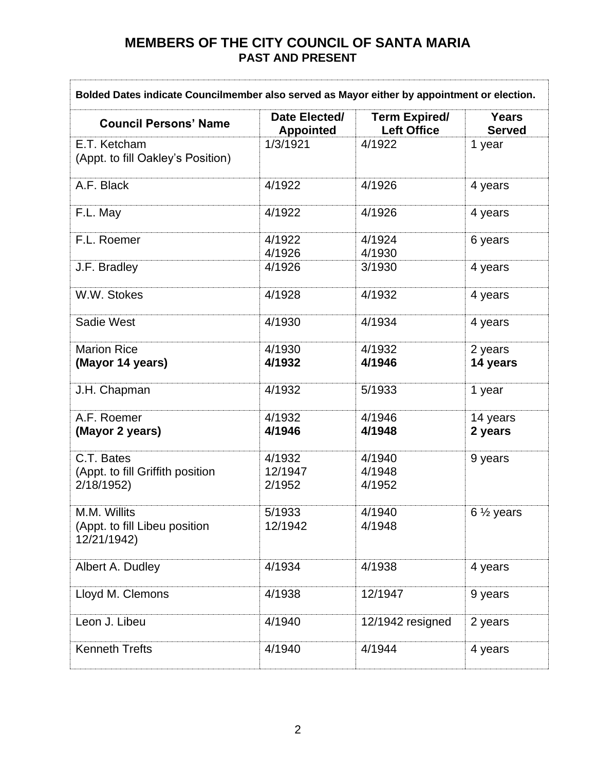# MEMBERS OF THE CITY COUNCIL OF SANTA MARIA
## PAST AND PRESENT

**Bolded Dates indicate Councilmember also served as Mayor either by appointment or election.**

| Council Persons' Name | Date Elected/ Appointed | Term Expired/ Left Office | Years Served |
|---|---|---|---|
| E.T. Ketcham<br>(Appt. to fill Oakley's Position) | 1/3/1921 | 4/1922 | 1 year |
| A.F. Black | 4/1922 | 4/1926 | 4 years |
| F.L. May | 4/1922 | 4/1926 | 4 years |
| F.L. Roemer | 4/1922<br>4/1926 | 4/1924<br>4/1930 | 6 years |
| J.F. Bradley | 4/1926 | 3/1930 | 4 years |
| W.W. Stokes | 4/1928 | 4/1932 | 4 years |
| Sadie West | 4/1930 | 4/1934 | 4 years |
| Marion Rice<br>**(Mayor 14 years)** | 4/1930<br>**4/1932** | 4/1932<br>**4/1946** | 2 years<br>**14 years** |
| J.H. Chapman | 4/1932 | 5/1933 | 1 year |
| A.F. Roemer<br>**(Mayor 2 years)** | 4/1932<br>**4/1946** | 4/1946<br>**4/1948** | 14 years<br>**2 years** |
| C.T. Bates<br>(Appt. to fill Griffith position 2/18/1952) | 4/1932<br>12/1947<br>2/1952 | 4/1940<br>4/1948<br>4/1952 | 9 years |
| M.M. Willits<br>(Appt. to fill Libeu position 12/21/1942) | 5/1933<br>12/1942 | 4/1940<br>4/1948 | 6 ½ years |
| Albert A. Dudley | 4/1934 | 4/1938 | 4 years |
| Lloyd M. Clemons | 4/1938 | 12/1947 | 9 years |
| Leon J. Libeu | 4/1940 | 12/1942 resigned | 2 years |
| Kenneth Trefts | 4/1940 | 4/1944 | 4 years |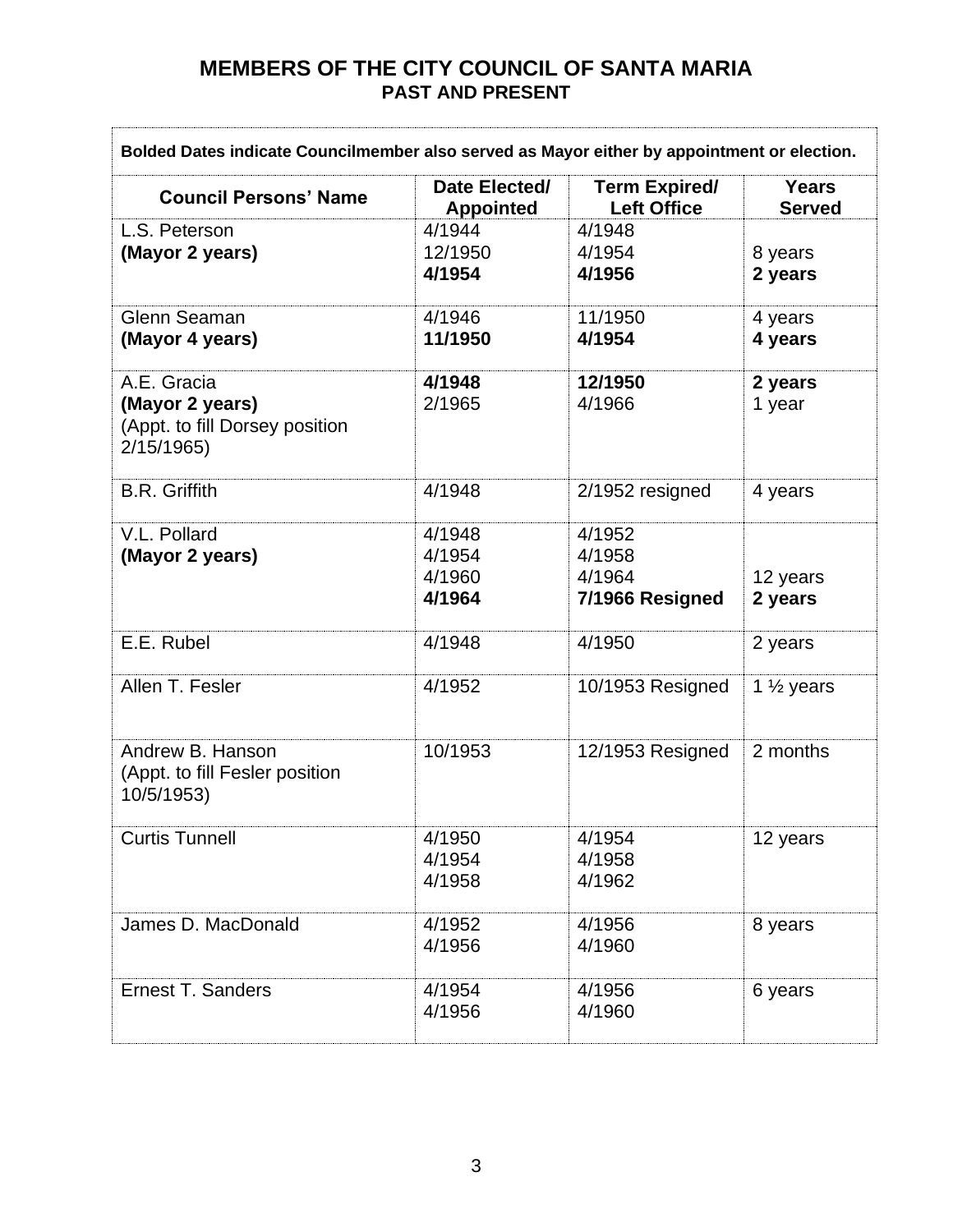# MEMBERS OF THE CITY COUNCIL OF SANTA MARIA
## PAST AND PRESENT

**Bolded Dates indicate Councilmember also served as Mayor either by appointment or election.**

| Council Persons' Name | Date Elected/ Appointed | Term Expired/ Left Office | Years Served |
|---|---|---|---|
| L.S. Peterson<br>**(Mayor 2 years)** | 4/1944<br>12/1950<br>**4/1954** | 4/1948<br>4/1954<br>**4/1956** | <br>8 years<br>**2 years** |
| Glenn Seaman<br>**(Mayor 4 years)** | 4/1946<br>**11/1950** | 11/1950<br>**4/1954** | 4 years<br>**4 years** |
| A.E. Gracia<br>**(Mayor 2 years)**<br>(Appt. to fill Dorsey position 2/15/1965) | **4/1948**<br>2/1965 | **12/1950**<br>4/1966 | **2 years**<br>1 year |
| B.R. Griffith | 4/1948 | 2/1952 resigned | 4 years |
| V.L. Pollard<br>**(Mayor 2 years)** | 4/1948<br>4/1954<br>4/1960<br>**4/1964** | 4/1952<br>4/1958<br>4/1964<br>**7/1966 Resigned** | <br><br>12 years<br>**2 years** |
| E.E. Rubel | 4/1948 | 4/1950 | 2 years |
| Allen T. Fesler | 4/1952 | 10/1953 Resigned | 1 ½ years |
| Andrew B. Hanson<br>(Appt. to fill Fesler position 10/5/1953) | 10/1953 | 12/1953 Resigned | 2 months |
| Curtis Tunnell | 4/1950<br>4/1954<br>4/1958 | 4/1954<br>4/1958<br>4/1962 | 12 years |
| James D. MacDonald | 4/1952<br>4/1956 | 4/1956<br>4/1960 | 8 years |
| Ernest T. Sanders | 4/1954<br>4/1956 | 4/1956<br>4/1960 | 6 years |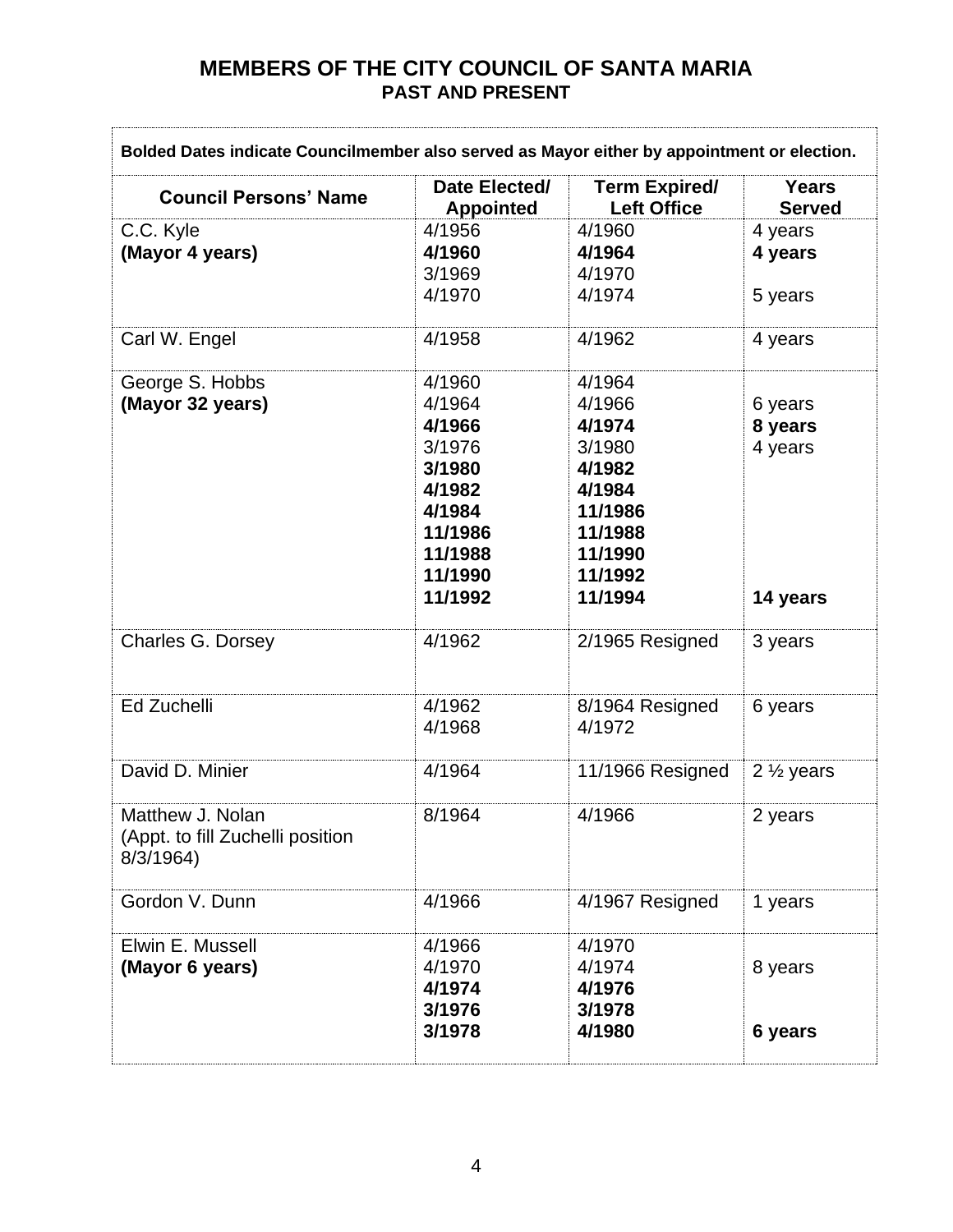# MEMBERS OF THE CITY COUNCIL OF SANTA MARIA
## PAST AND PRESENT

**Bolded Dates indicate Councilmember also served as Mayor either by appointment or election.**

| Council Persons' Name | Date Elected/ Appointed | Term Expired/ Left Office | Years Served |
|---|---|---|---|
| C.C. Kyle | 4/1956 | 4/1960 | 4 years |
| **(Mayor 4 years)** | **4/1960** | **4/1964** | **4 years** |
| | 3/1969 | 4/1970 | |
| | 4/1970 | 4/1974 | 5 years |
| Carl W. Engel | 4/1958 | 4/1962 | 4 years |
| George S. Hobbs | 4/1960 | 4/1964 | |
| **(Mayor 32 years)** | 4/1964 | 4/1966 | 6 years |
| | **4/1966** | **4/1974** | **8 years** |
| | 3/1976 | 3/1980 | 4 years |
| | **3/1980** | **4/1982** | |
| | **4/1982** | **4/1984** | |
| | **4/1984** | **11/1986** | |
| | **11/1986** | **11/1988** | |
| | **11/1988** | **11/1990** | |
| | **11/1990** | **11/1992** | |
| | **11/1992** | **11/1994** | **14 years** |
| Charles G. Dorsey | 4/1962 | 2/1965 Resigned | 3 years |
| Ed Zuchelli | 4/1962 | 8/1964 Resigned | 6 years |
| | 4/1968 | 4/1972 | |
| David D. Minier | 4/1964 | 11/1966 Resigned | 2 ½ years |
| Matthew J. Nolan (Appt. to fill Zuchelli position 8/3/1964) | 8/1964 | 4/1966 | 2 years |
| Gordon V. Dunn | 4/1966 | 4/1967 Resigned | 1 years |
| Elwin E. Mussell | 4/1966 | 4/1970 | |
| **(Mayor 6 years)** | 4/1970 | 4/1974 | 8 years |
| | **4/1974** | **4/1976** | |
| | **3/1976** | **3/1978** | |
| | **3/1978** | **4/1980** | **6 years** |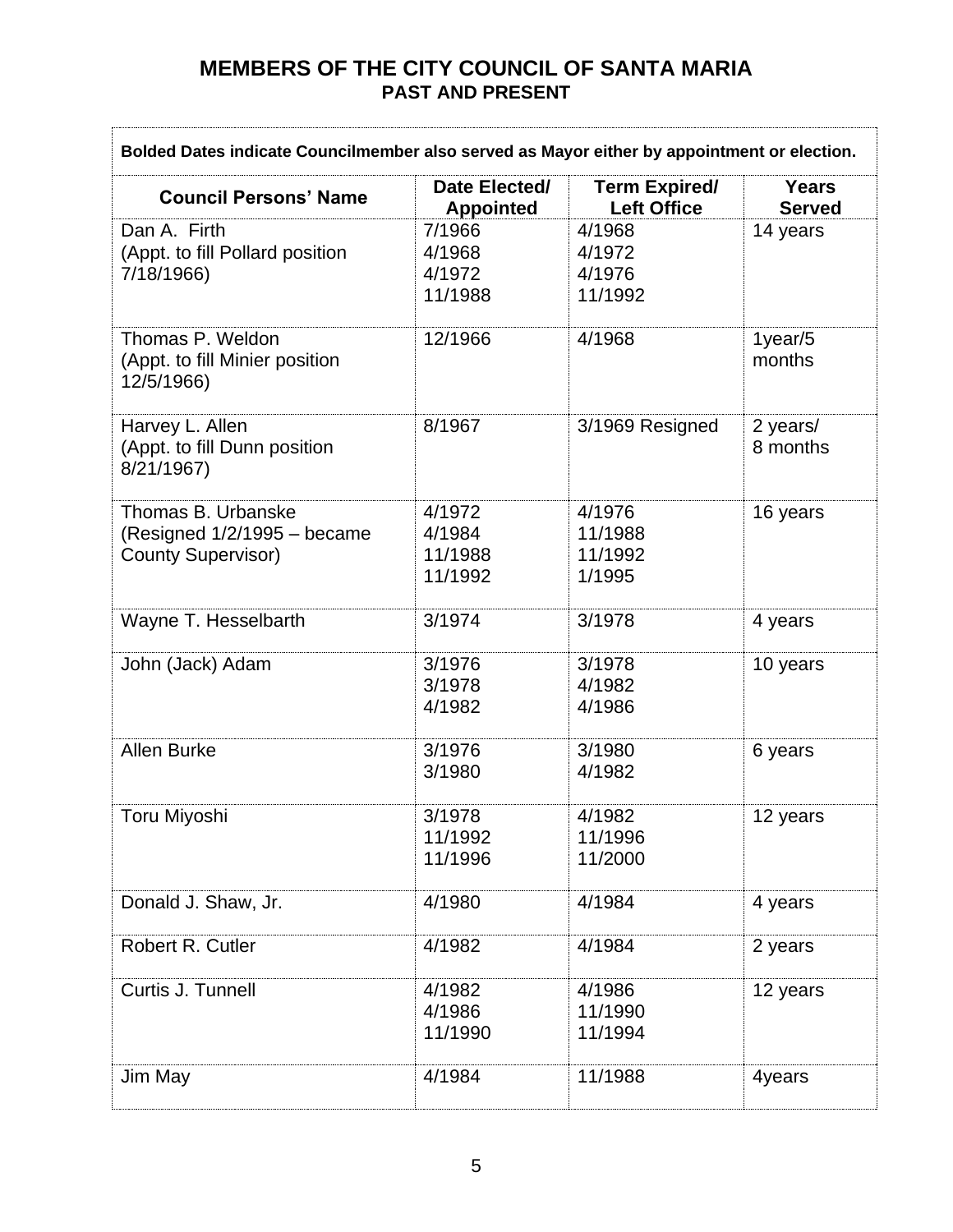# MEMBERS OF THE CITY COUNCIL OF SANTA MARIA

## PAST AND PRESENT

**Bolded Dates indicate Councilmember also served as Mayor either by appointment or election.**

| Council Persons' Name | Date Elected/ Appointed | Term Expired/ Left Office | Years Served |
|---|---|---|---|
| Dan A. Firth<br>(Appt. to fill Pollard position 7/18/1966) | 7/1966<br>4/1968<br>4/1972<br>11/1988 | 4/1968<br>4/1972<br>4/1976<br>11/1992 | 14 years |
| Thomas P. Weldon<br>(Appt. to fill Minier position 12/5/1966) | 12/1966 | 4/1968 | 1year/5 months |
| Harvey L. Allen<br>(Appt. to fill Dunn position 8/21/1967) | 8/1967 | 3/1969 Resigned | 2 years/ 8 months |
| Thomas B. Urbanske<br>(Resigned 1/2/1995 – became County Supervisor) | 4/1972<br>4/1984<br>11/1988<br>11/1992 | 4/1976<br>11/1988<br>11/1992<br>1/1995 | 16 years |
| Wayne T. Hesselbarth | 3/1974 | 3/1978 | 4 years |
| John (Jack) Adam | 3/1976<br>3/1978<br>4/1982 | 3/1978<br>4/1982<br>4/1986 | 10 years |
| Allen Burke | 3/1976<br>3/1980 | 3/1980<br>4/1982 | 6 years |
| Toru Miyoshi | 3/1978<br>11/1992<br>11/1996 | 4/1982<br>11/1996<br>11/2000 | 12 years |
| Donald J. Shaw, Jr. | 4/1980 | 4/1984 | 4 years |
| Robert R. Cutler | 4/1982 | 4/1984 | 2 years |
| Curtis J. Tunnell | 4/1982<br>4/1986<br>11/1990 | 4/1986<br>11/1990<br>11/1994 | 12 years |
| Jim May | 4/1984 | 11/1988 | 4years |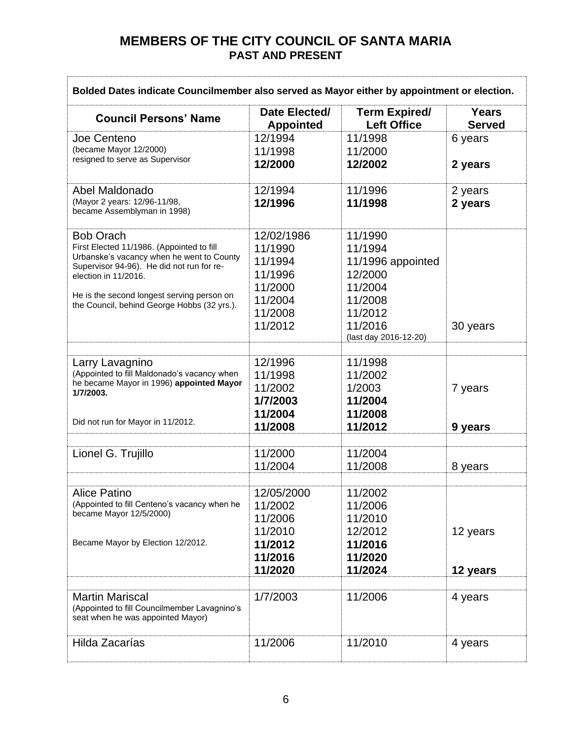# MEMBERS OF THE CITY COUNCIL OF SANTA MARIA
## PAST AND PRESENT

**Bolded Dates indicate Councilmember also served as Mayor either by appointment or election.**

| Council Persons' Name | Date Elected/ Appointed | Term Expired/ Left Office | Years Served |
|---|---|---|---|
| Joe Centeno<br>(became Mayor 12/2000)<br>resigned to serve as Supervisor | 12/1994<br>11/1998<br>**12/2000** | 11/1998<br>11/2000<br>**12/2002** | 6 years<br><br>**2 years** |
| Abel Maldonado<br>(Mayor 2 years: 12/96-11/98, became Assemblyman in 1998) | 12/1994<br>**12/1996** | 11/1996<br>**11/1998** | 2 years<br>**2 years** |
| Bob Orach<br>First Elected 11/1986. (Appointed to fill Urbanske's vacancy when he went to County Supervisor 94-96). He did not run for re-election in 11/2016.<br><br>He is the second longest serving person on the Council, behind George Hobbs (32 yrs.). | 12/02/1986<br>11/1990<br>11/1994<br>11/1996<br>11/2000<br>11/2004<br>11/2008<br>11/2012 | 11/1990<br>11/1994<br>11/1996 appointed<br>12/2000<br>11/2004<br>11/2008<br>11/2012<br>11/2016<br>(last day 2016-12-20) | 30 years |
| Larry Lavagnino<br>(Appointed to fill Maldonado's vacancy when he became Mayor in 1996) **appointed Mayor 1/7/2003.**<br><br>Did not run for Mayor in 11/2012. | 12/1996<br>11/1998<br>11/2002<br>**1/7/2003**<br>**11/2004**<br>**11/2008** | 11/1998<br>11/2002<br>1/2003<br>**11/2004**<br>**11/2008**<br>**11/2012** | 7 years<br><br>**9 years** |
| Lionel G. Trujillo | 11/2000<br>11/2004 | 11/2004<br>11/2008 | 8 years |
| Alice Patino<br>(Appointed to fill Centeno's vacancy when he became Mayor 12/5/2000)<br><br>Became Mayor by Election 12/2012. | 12/05/2000<br>11/2002<br>11/2006<br>11/2010<br>**11/2012**<br>**11/2016**<br>**11/2020** | 11/2002<br>11/2006<br>11/2010<br>12/2012<br>**11/2016**<br>**11/2020**<br>**11/2024** | 12 years<br><br>**12 years** |
| Martin Mariscal<br>(Appointed to fill Councilmember Lavagnino's seat when he was appointed Mayor) | 1/7/2003 | 11/2006 | 4 years |
| Hilda Zacarías | 11/2006 | 11/2010 | 4 years |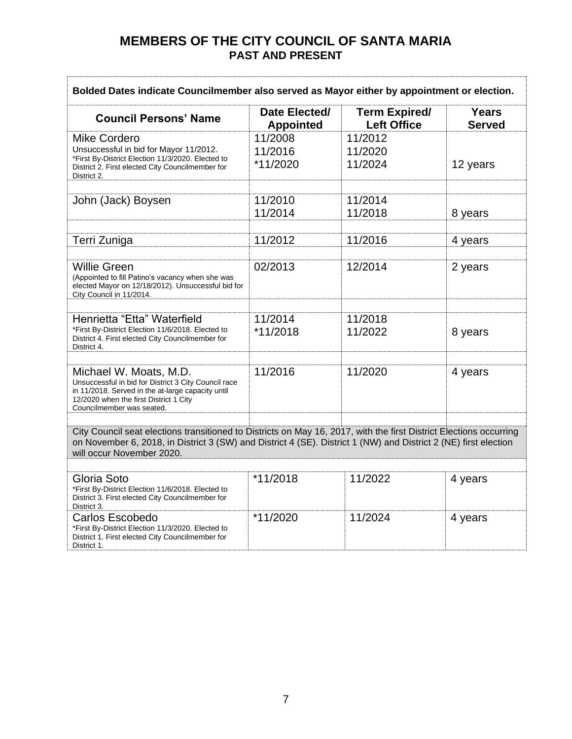# MEMBERS OF THE CITY COUNCIL OF SANTA MARIA

## PAST AND PRESENT

**Bolded Dates indicate Councilmember also served as Mayor either by appointment or election.**

| Council Persons' Name | Date Elected/ Appointed | Term Expired/ Left Office | Years Served |
|---|---|---|---|
| Mike Cordero<br>Unsuccessful in bid for Mayor 11/2012.<br>*First By-District Election 11/3/2020. Elected to District 2. First elected City Councilmember for District 2. | 11/2008<br>11/2016<br>*11/2020 | 11/2012<br>11/2020<br>11/2024 | 12 years |
| | | | |
| John (Jack) Boysen | 11/2010<br>11/2014 | 11/2014<br>11/2018 | 8 years |
| | | | |
| Terri Zuniga | 11/2012 | 11/2016 | 4 years |
| | | | |
| Willie Green<br>(Appointed to fill Patino's vacancy when she was elected Mayor on 12/18/2012). Unsuccessful bid for City Council in 11/2014. | 02/2013 | 12/2014 | 2 years |
| | | | |
| Henrietta "Etta" Waterfield<br>*First By-District Election 11/6/2018. Elected to District 4. First elected City Councilmember for District 4. | 11/2014<br>*11/2018 | 11/2018<br>11/2022 | 8 years |
| | | | |
| Michael W. Moats, M.D.<br>Unsuccessful in bid for District 3 City Council race in 11/2018. Served in the at-large capacity until 12/2020 when the first District 1 City Councilmember was seated. | 11/2016 | 11/2020 | 4 years |
| | | | |
| City Council seat elections transitioned to Districts on May 16, 2017, with the first District Elections occurring on November 6, 2018, in District 3 (SW) and District 4 (SE). District 1 (NW) and District 2 (NE) first election will occur November 2020. | | | |
| | | | |
| Gloria Soto<br>*First By-District Election 11/6/2018. Elected to District 3. First elected City Councilmember for District 3. | *11/2018 | 11/2022 | 4 years |
| Carlos Escobedo<br>*First By-District Election 11/3/2020. Elected to District 1. First elected City Councilmember for District 1. | *11/2020 | 11/2024 | 4 years |